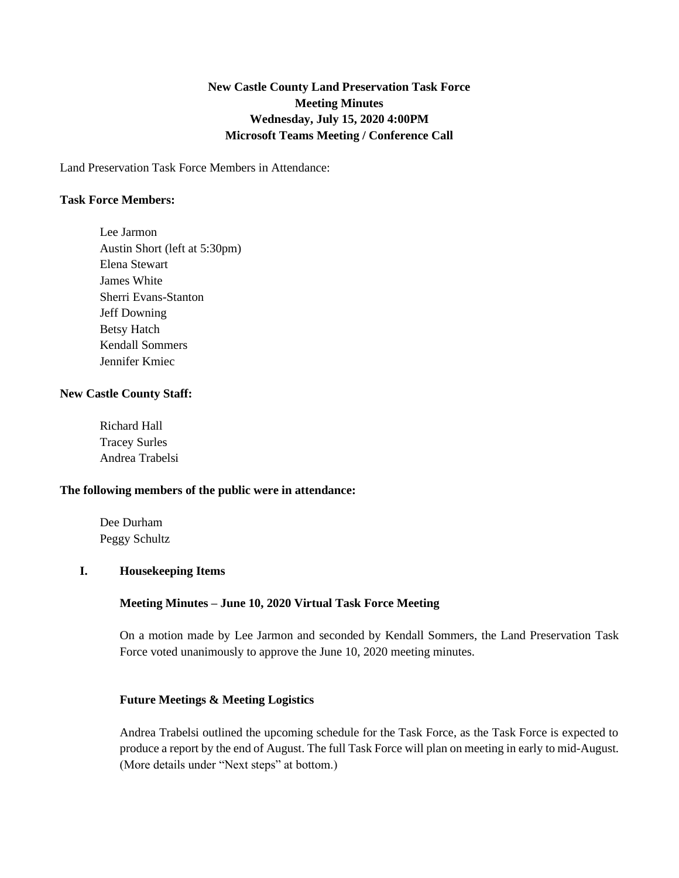**New Castle County Land Preservation Task Force**
**Meeting Minutes**
**Wednesday, July 15, 2020 4:00PM**
**Microsoft Teams Meeting / Conference Call**

Land Preservation Task Force Members in Attendance:

**Task Force Members:**

Lee Jarmon
Austin Short (left at 5:30pm)
Elena Stewart
James White
Sherri Evans-Stanton
Jeff Downing
Betsy Hatch
Kendall Sommers
Jennifer Kmiec

**New Castle County Staff:**

Richard Hall
Tracey Surles
Andrea Trabelsi

**The following members of the public were in attendance:**

Dee Durham
Peggy Schultz

## I. Housekeeping Items

**Meeting Minutes – June 10, 2020 Virtual Task Force Meeting**

On a motion made by Lee Jarmon and seconded by Kendall Sommers, the Land Preservation Task Force voted unanimously to approve the June 10, 2020 meeting minutes.

**Future Meetings & Meeting Logistics**

Andrea Trabelsi outlined the upcoming schedule for the Task Force, as the Task Force is expected to produce a report by the end of August. The full Task Force will plan on meeting in early to mid-August. (More details under "Next steps" at bottom.)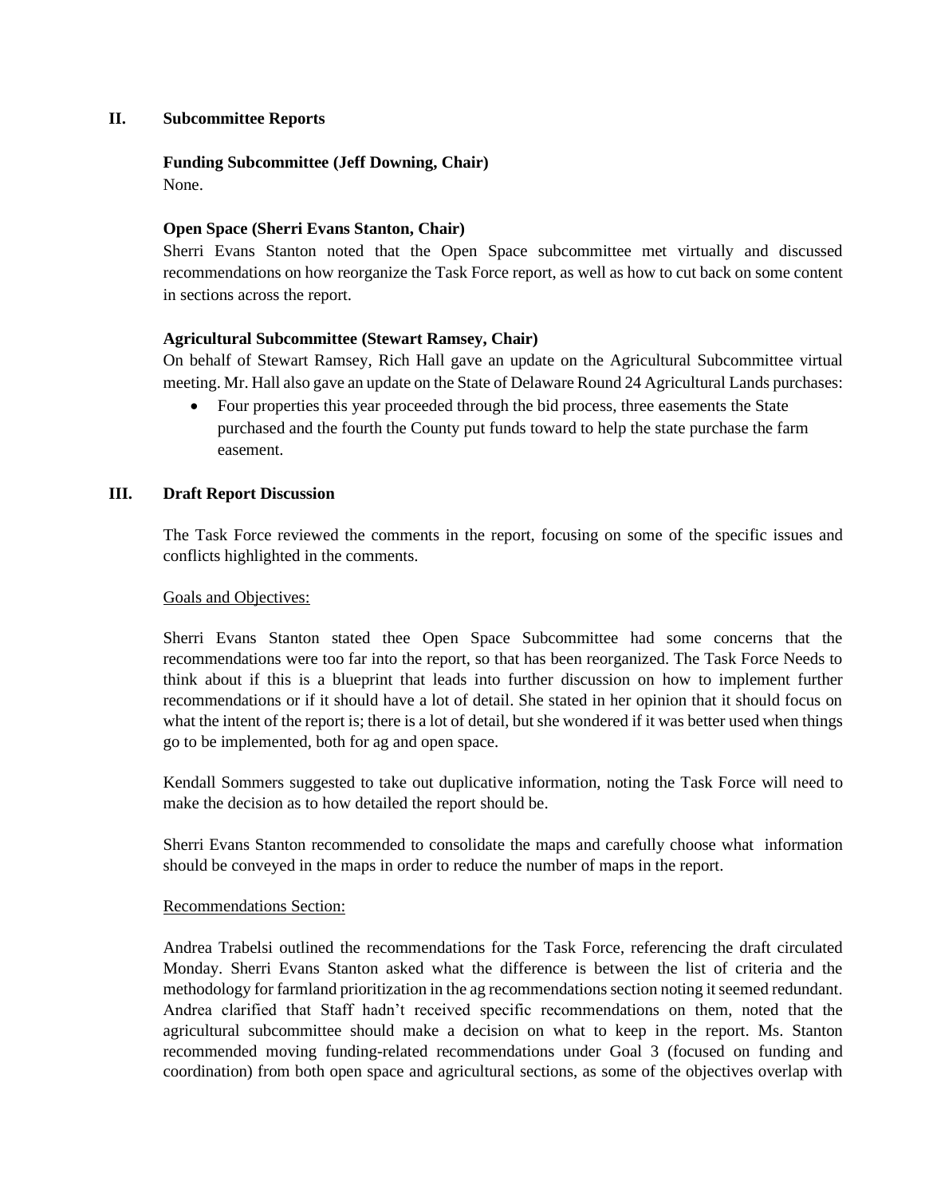## II. Subcommittee Reports

**Funding Subcommittee (Jeff Downing, Chair)**
None.

**Open Space (Sherri Evans Stanton, Chair)**
Sherri Evans Stanton noted that the Open Space subcommittee met virtually and discussed recommendations on how reorganize the Task Force report, as well as how to cut back on some content in sections across the report.

**Agricultural Subcommittee (Stewart Ramsey, Chair)**
On behalf of Stewart Ramsey, Rich Hall gave an update on the Agricultural Subcommittee virtual meeting. Mr. Hall also gave an update on the State of Delaware Round 24 Agricultural Lands purchases:

- Four properties this year proceeded through the bid process, three easements the State purchased and the fourth the County put funds toward to help the state purchase the farm easement.

## III. Draft Report Discussion

The Task Force reviewed the comments in the report, focusing on some of the specific issues and conflicts highlighted in the comments.

Goals and Objectives:

Sherri Evans Stanton stated thee Open Space Subcommittee had some concerns that the recommendations were too far into the report, so that has been reorganized. The Task Force Needs to think about if this is a blueprint that leads into further discussion on how to implement further recommendations or if it should have a lot of detail. She stated in her opinion that it should focus on what the intent of the report is; there is a lot of detail, but she wondered if it was better used when things go to be implemented, both for ag and open space.

Kendall Sommers suggested to take out duplicative information, noting the Task Force will need to make the decision as to how detailed the report should be.

Sherri Evans Stanton recommended to consolidate the maps and carefully choose what information should be conveyed in the maps in order to reduce the number of maps in the report.

Recommendations Section:

Andrea Trabelsi outlined the recommendations for the Task Force, referencing the draft circulated Monday. Sherri Evans Stanton asked what the difference is between the list of criteria and the methodology for farmland prioritization in the ag recommendations section noting it seemed redundant. Andrea clarified that Staff hadn't received specific recommendations on them, noted that the agricultural subcommittee should make a decision on what to keep in the report. Ms. Stanton recommended moving funding-related recommendations under Goal 3 (focused on funding and coordination) from both open space and agricultural sections, as some of the objectives overlap with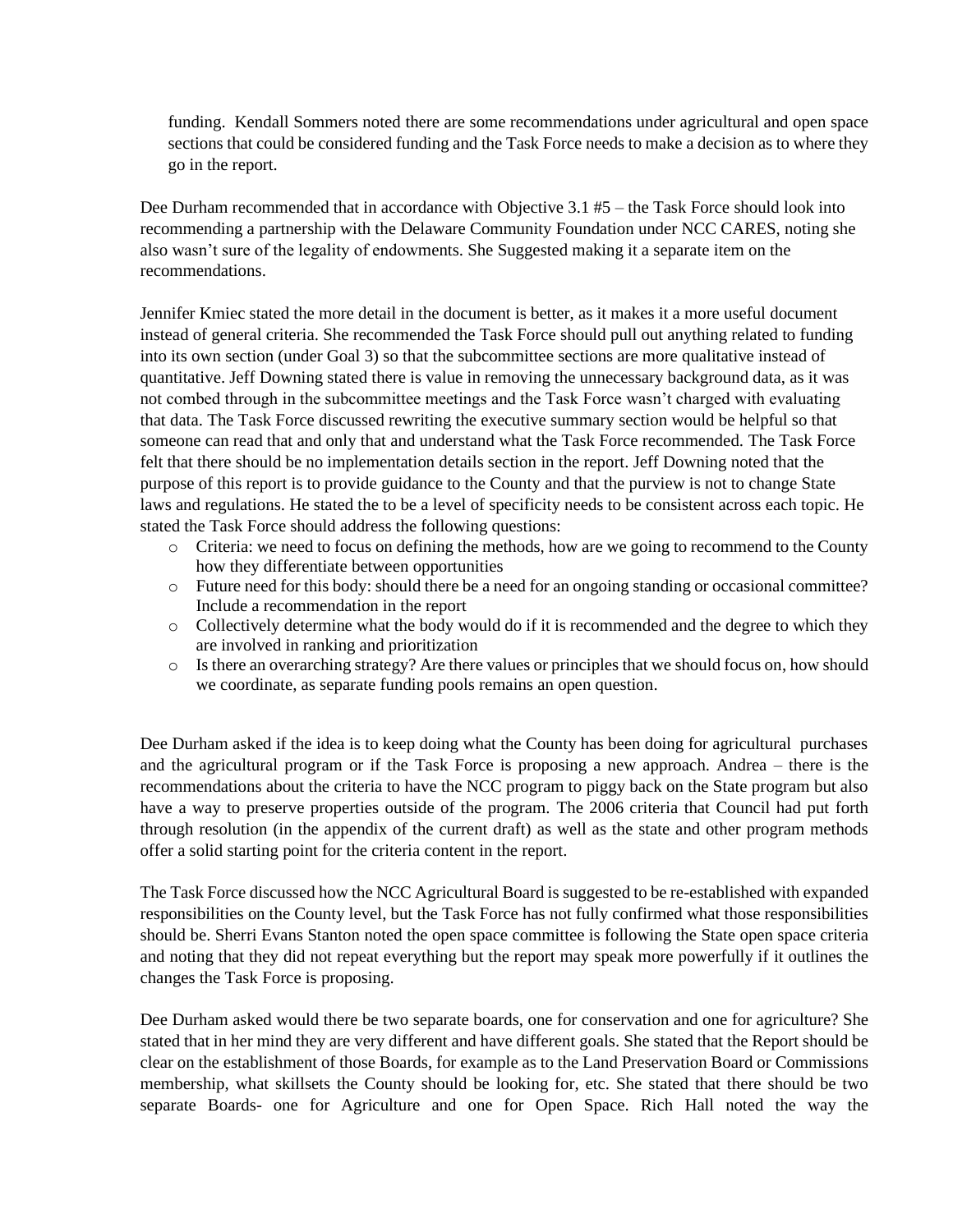funding. Kendall Sommers noted there are some recommendations under agricultural and open space sections that could be considered funding and the Task Force needs to make a decision as to where they go in the report.

Dee Durham recommended that in accordance with Objective 3.1 #5 – the Task Force should look into recommending a partnership with the Delaware Community Foundation under NCC CARES, noting she also wasn't sure of the legality of endowments. She Suggested making it a separate item on the recommendations.

Jennifer Kmiec stated the more detail in the document is better, as it makes it a more useful document instead of general criteria. She recommended the Task Force should pull out anything related to funding into its own section (under Goal 3) so that the subcommittee sections are more qualitative instead of quantitative. Jeff Downing stated there is value in removing the unnecessary background data, as it was not combed through in the subcommittee meetings and the Task Force wasn't charged with evaluating that data. The Task Force discussed rewriting the executive summary section would be helpful so that someone can read that and only that and understand what the Task Force recommended. The Task Force felt that there should be no implementation details section in the report. Jeff Downing noted that the purpose of this report is to provide guidance to the County and that the purview is not to change State laws and regulations. He stated the to be a level of specificity needs to be consistent across each topic. He stated the Task Force should address the following questions:

- Criteria: we need to focus on defining the methods, how are we going to recommend to the County how they differentiate between opportunities
- Future need for this body: should there be a need for an ongoing standing or occasional committee? Include a recommendation in the report
- Collectively determine what the body would do if it is recommended and the degree to which they are involved in ranking and prioritization
- Is there an overarching strategy? Are there values or principles that we should focus on, how should we coordinate, as separate funding pools remains an open question.

Dee Durham asked if the idea is to keep doing what the County has been doing for agricultural purchases and the agricultural program or if the Task Force is proposing a new approach. Andrea – there is the recommendations about the criteria to have the NCC program to piggy back on the State program but also have a way to preserve properties outside of the program. The 2006 criteria that Council had put forth through resolution (in the appendix of the current draft) as well as the state and other program methods offer a solid starting point for the criteria content in the report.

The Task Force discussed how the NCC Agricultural Board is suggested to be re-established with expanded responsibilities on the County level, but the Task Force has not fully confirmed what those responsibilities should be. Sherri Evans Stanton noted the open space committee is following the State open space criteria and noting that they did not repeat everything but the report may speak more powerfully if it outlines the changes the Task Force is proposing.

Dee Durham asked would there be two separate boards, one for conservation and one for agriculture? She stated that in her mind they are very different and have different goals. She stated that the Report should be clear on the establishment of those Boards, for example as to the Land Preservation Board or Commissions membership, what skillsets the County should be looking for, etc. She stated that there should be two separate Boards- one for Agriculture and one for Open Space. Rich Hall noted the way the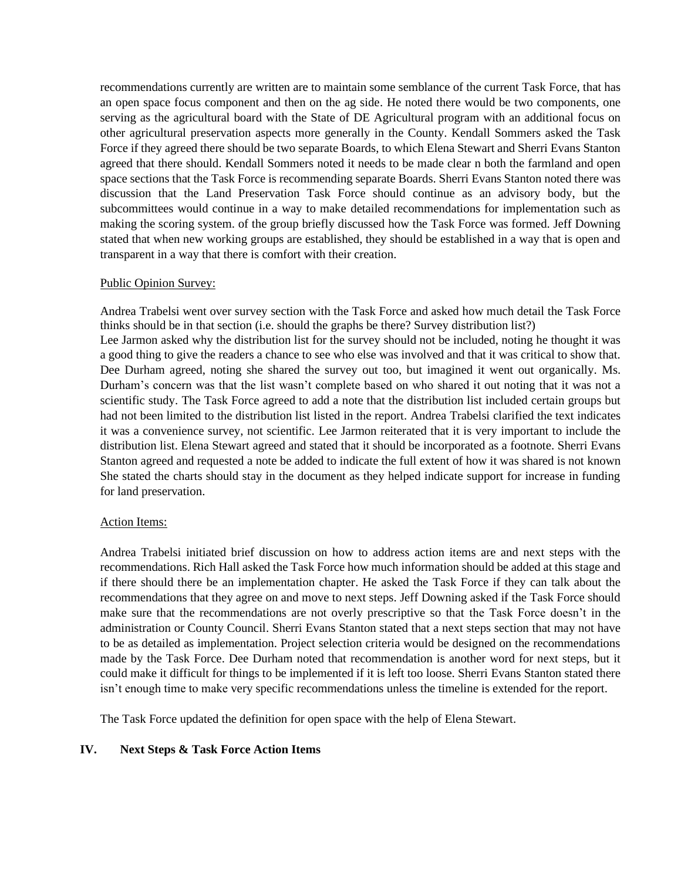recommendations currently are written are to maintain some semblance of the current Task Force, that has an open space focus component and then on the ag side. He noted there would be two components, one serving as the agricultural board with the State of DE Agricultural program with an additional focus on other agricultural preservation aspects more generally in the County. Kendall Sommers asked the Task Force if they agreed there should be two separate Boards, to which Elena Stewart and Sherri Evans Stanton agreed that there should. Kendall Sommers noted it needs to be made clear n both the farmland and open space sections that the Task Force is recommending separate Boards. Sherri Evans Stanton noted there was discussion that the Land Preservation Task Force should continue as an advisory body, but the subcommittees would continue in a way to make detailed recommendations for implementation such as making the scoring system. of the group briefly discussed how the Task Force was formed. Jeff Downing stated that when new working groups are established, they should be established in a way that is open and transparent in a way that there is comfort with their creation.

Public Opinion Survey:

Andrea Trabelsi went over survey section with the Task Force and asked how much detail the Task Force thinks should be in that section (i.e. should the graphs be there? Survey distribution list?) Lee Jarmon asked why the distribution list for the survey should not be included, noting he thought it was a good thing to give the readers a chance to see who else was involved and that it was critical to show that. Dee Durham agreed, noting she shared the survey out too, but imagined it went out organically. Ms. Durham's concern was that the list wasn't complete based on who shared it out noting that it was not a scientific study. The Task Force agreed to add a note that the distribution list included certain groups but had not been limited to the distribution list listed in the report. Andrea Trabelsi clarified the text indicates it was a convenience survey, not scientific. Lee Jarmon reiterated that it is very important to include the distribution list. Elena Stewart agreed and stated that it should be incorporated as a footnote. Sherri Evans Stanton agreed and requested a note be added to indicate the full extent of how it was shared is not known She stated the charts should stay in the document as they helped indicate support for increase in funding for land preservation.

Action Items:

Andrea Trabelsi initiated brief discussion on how to address action items are and next steps with the recommendations. Rich Hall asked the Task Force how much information should be added at this stage and if there should there be an implementation chapter. He asked the Task Force if they can talk about the recommendations that they agree on and move to next steps. Jeff Downing asked if the Task Force should make sure that the recommendations are not overly prescriptive so that the Task Force doesn't in the administration or County Council. Sherri Evans Stanton stated that a next steps section that may not have to be as detailed as implementation. Project selection criteria would be designed on the recommendations made by the Task Force. Dee Durham noted that recommendation is another word for next steps, but it could make it difficult for things to be implemented if it is left too loose. Sherri Evans Stanton stated there isn't enough time to make very specific recommendations unless the timeline is extended for the report.

The Task Force updated the definition for open space with the help of Elena Stewart.

## IV. Next Steps & Task Force Action Items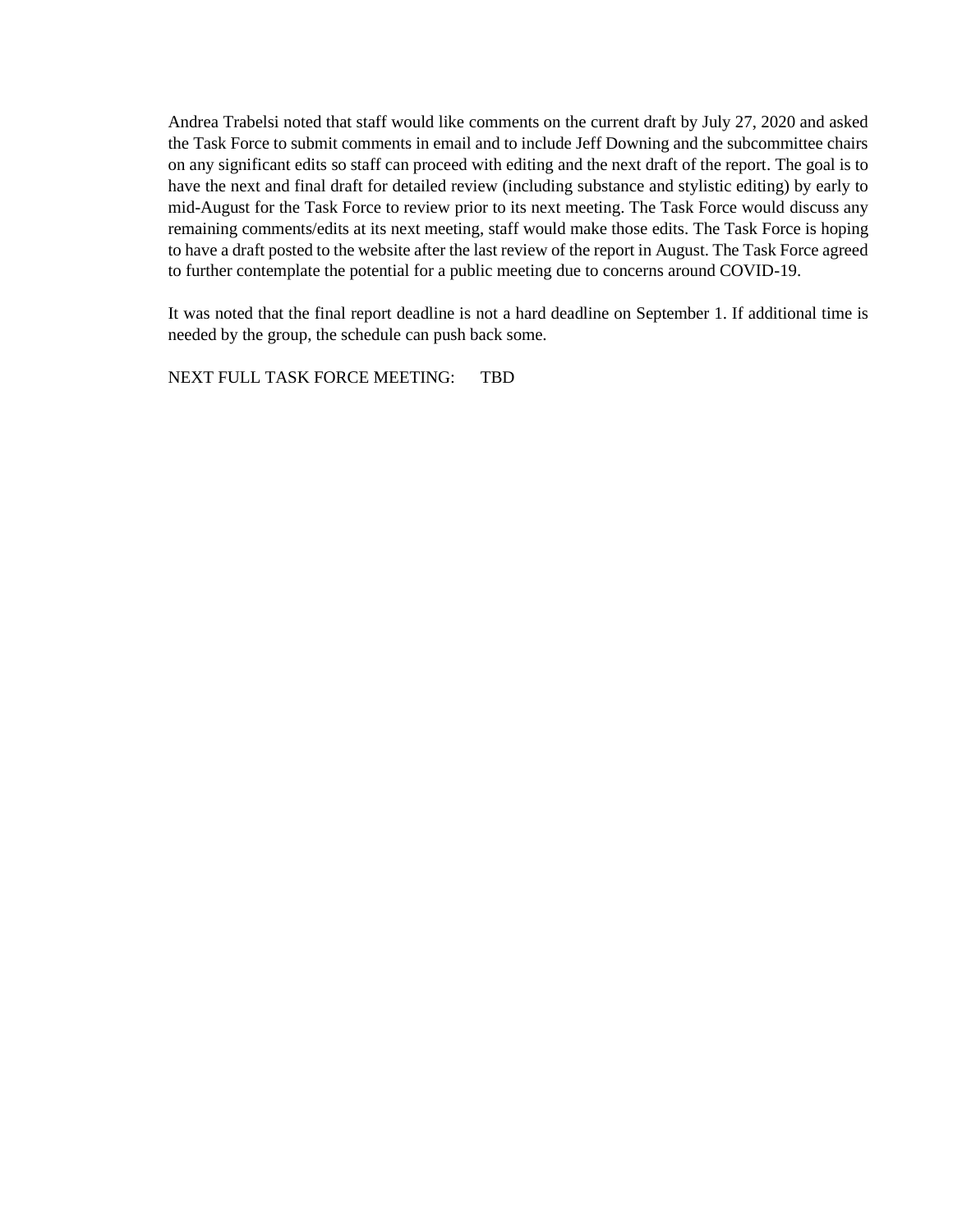Andrea Trabelsi noted that staff would like comments on the current draft by July 27, 2020 and asked the Task Force to submit comments in email and to include Jeff Downing and the subcommittee chairs on any significant edits so staff can proceed with editing and the next draft of the report. The goal is to have the next and final draft for detailed review (including substance and stylistic editing) by early to mid-August for the Task Force to review prior to its next meeting. The Task Force would discuss any remaining comments/edits at its next meeting, staff would make those edits. The Task Force is hoping to have a draft posted to the website after the last review of the report in August. The Task Force agreed to further contemplate the potential for a public meeting due to concerns around COVID-19.

It was noted that the final report deadline is not a hard deadline on September 1. If additional time is needed by the group, the schedule can push back some.

NEXT FULL TASK FORCE MEETING: TBD